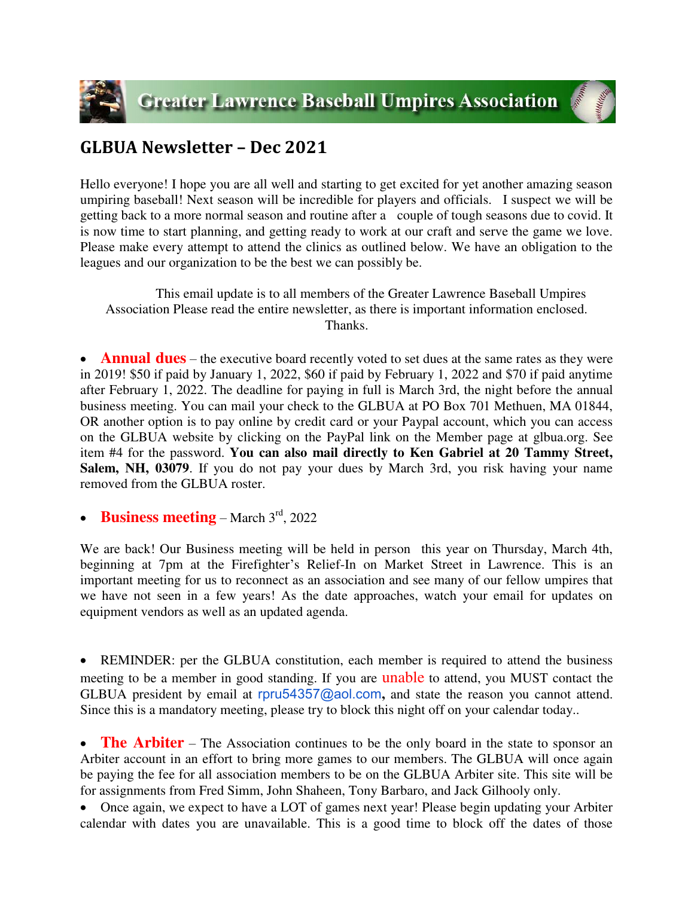# Greater Lawrence Baseball Umpires Association

## GLBUA Newsletter – Dec 2021

Hello everyone! I hope you are all well and starting to get excited for yet another amazing season umpiring baseball! Next season will be incredible for players and officials. I suspect we will be getting back to a more normal season and routine after a couple of tough seasons due to covid. It is now time to start planning, and getting ready to work at our craft and serve the game we love. Please make every attempt to attend the clinics as outlined below. We have an obligation to the leagues and our organization to be the best we can possibly be.

This email update is to all members of the Greater Lawrence Baseball Umpires Association Please read the entire newsletter, as there is important information enclosed. Thanks.

- **Annual dues** – the executive board recently voted to set dues at the same rates as they were in 2019! $50 if paid by January 1, 2022, $60 if paid by February 1, 2022 and $70 if paid anytime after February 1, 2022. The deadline for paying in full is March 3rd, the night before the annual business meeting. You can mail your check to the GLBUA at PO Box 701 Methuen, MA 01844, OR another option is to pay online by credit card or your Paypal account, which you can access on the GLBUA website by clicking on the PayPal link on the Member page at glbua.org. See item #4 for the password. **You can also mail directly to Ken Gabriel at 20 Tammy Street, Salem, NH, 03079**. If you do not pay your dues by March 3rd, you risk having your name removed from the GLBUA roster.

- **Business meeting** – March 3rd, 2022

We are back! Our Business meeting will be held in person this year on Thursday, March 4th, beginning at 7pm at the Firefighter's Relief-In on Market Street in Lawrence. This is an important meeting for us to reconnect as an association and see many of our fellow umpires that we have not seen in a few years! As the date approaches, watch your email for updates on equipment vendors as well as an updated agenda.

- REMINDER: per the GLBUA constitution, each member is required to attend the business meeting to be a member in good standing. If you are unable to attend, you MUST contact the GLBUA president by email at rpru54357@aol.com**,** and state the reason you cannot attend. Since this is a mandatory meeting, please try to block this night off on your calendar today..

- **The Arbiter** – The Association continues to be the only board in the state to sponsor an Arbiter account in an effort to bring more games to our members. The GLBUA will once again be paying the fee for all association members to be on the GLBUA Arbiter site. This site will be for assignments from Fred Simm, John Shaheen, Tony Barbaro, and Jack Gilhooly only.
- Once again, we expect to have a LOT of games next year! Please begin updating your Arbiter calendar with dates you are unavailable. This is a good time to block off the dates of those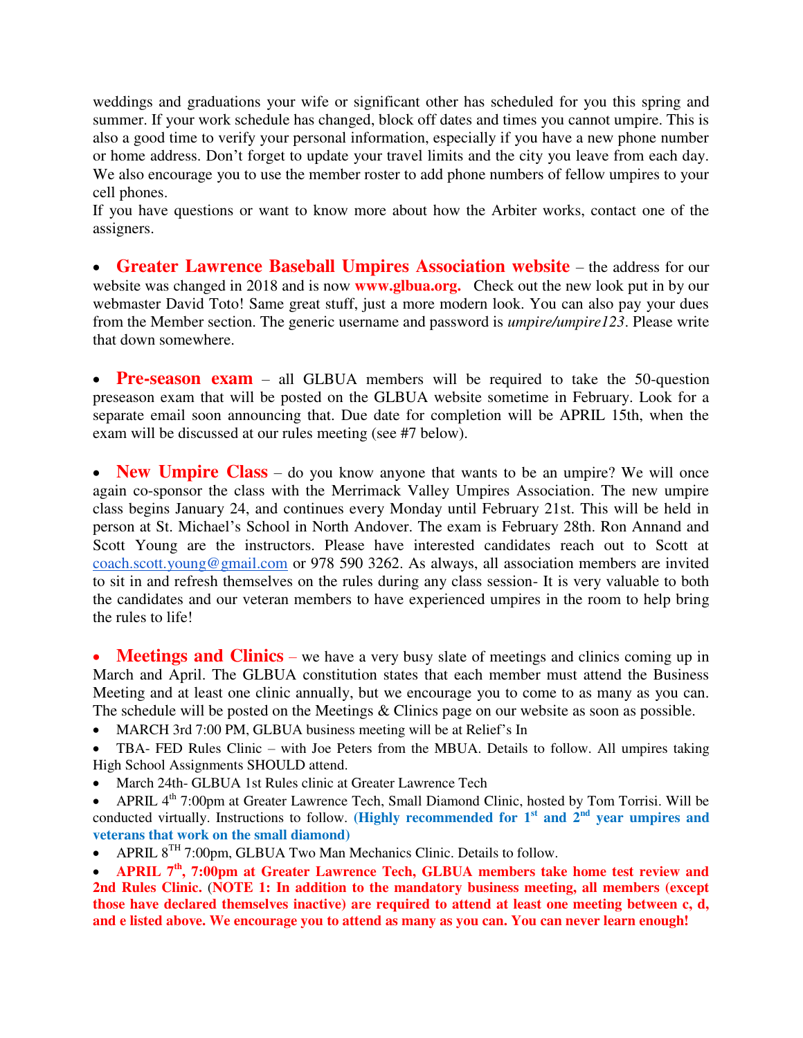weddings and graduations your wife or significant other has scheduled for you this spring and summer. If your work schedule has changed, block off dates and times you cannot umpire. This is also a good time to verify your personal information, especially if you have a new phone number or home address. Don't forget to update your travel limits and the city you leave from each day. We also encourage you to use the member roster to add phone numbers of fellow umpires to your cell phones.
If you have questions or want to know more about how the Arbiter works, contact one of the assigners.

- **Greater Lawrence Baseball Umpires Association website** – the address for our website was changed in 2018 and is now **www.glbua.org.** Check out the new look put in by our webmaster David Toto! Same great stuff, just a more modern look. You can also pay your dues from the Member section. The generic username and password is *umpire/umpire123*. Please write that down somewhere.

- **Pre-season exam** – all GLBUA members will be required to take the 50-question preseason exam that will be posted on the GLBUA website sometime in February. Look for a separate email soon announcing that. Due date for completion will be APRIL 15th, when the exam will be discussed at our rules meeting (see #7 below).

- **New Umpire Class** – do you know anyone that wants to be an umpire? We will once again co-sponsor the class with the Merrimack Valley Umpires Association. The new umpire class begins January 24, and continues every Monday until February 21st. This will be held in person at St. Michael's School in North Andover. The exam is February 28th. Ron Annand and Scott Young are the instructors. Please have interested candidates reach out to Scott at coach.scott.young@gmail.com or 978 590 3262. As always, all association members are invited to sit in and refresh themselves on the rules during any class session- It is very valuable to both the candidates and our veteran members to have experienced umpires in the room to help bring the rules to life!

- **Meetings and Clinics** – we have a very busy slate of meetings and clinics coming up in March and April. The GLBUA constitution states that each member must attend the Business Meeting and at least one clinic annually, but we encourage you to come to as many as you can. The schedule will be posted on the Meetings & Clinics page on our website as soon as possible.
- MARCH 3rd 7:00 PM, GLBUA business meeting will be at Relief's In
- TBA- FED Rules Clinic – with Joe Peters from the MBUA. Details to follow. All umpires taking High School Assignments SHOULD attend.
- March 24th- GLBUA 1st Rules clinic at Greater Lawrence Tech
- APRIL 4th 7:00pm at Greater Lawrence Tech, Small Diamond Clinic, hosted by Tom Torrisi. Will be conducted virtually. Instructions to follow. **(Highly recommended for 1st and 2nd year umpires and veterans that work on the small diamond)**
- APRIL 8TH 7:00pm, GLBUA Two Man Mechanics Clinic. Details to follow.
- **APRIL 7th, 7:00pm at Greater Lawrence Tech, GLBUA members take home test review and 2nd Rules Clinic. (NOTE 1: In addition to the mandatory business meeting, all members (except those have declared themselves inactive) are required to attend at least one meeting between c, d, and e listed above. We encourage you to attend as many as you can. You can never learn enough!**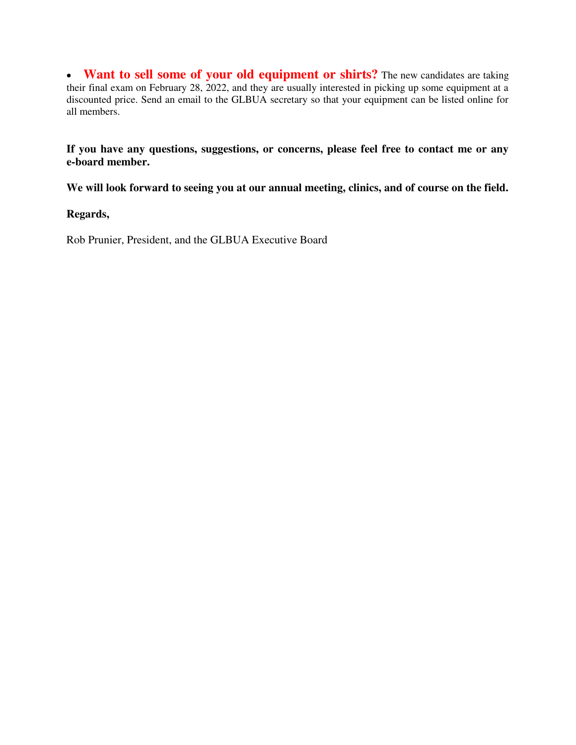- **Want to sell some of your old equipment or shirts?** The new candidates are taking their final exam on February 28, 2022, and they are usually interested in picking up some equipment at a discounted price. Send an email to the GLBUA secretary so that your equipment can be listed online for all members.

**If you have any questions, suggestions, or concerns, please feel free to contact me or any e-board member.**

**We will look forward to seeing you at our annual meeting, clinics, and of course on the field.**

**Regards,**

Rob Prunier, President, and the GLBUA Executive Board